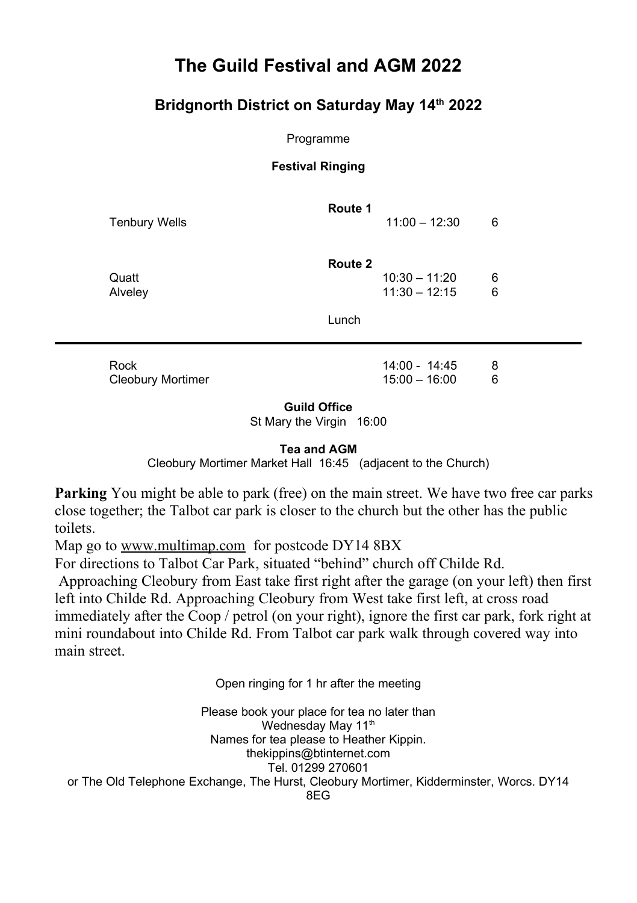# The Guild Festival and AGM 2022

## Bridgnorth District on Saturday May 14th 2022

Programme

**Festival Ringing**

| | | | |
|---|---|---|---|
| | **Route 1** | | |
| Tenbury Wells | | 11:00 – 12:30 | 6 |
| | **Route 2** | | |
| Quatt | | 10:30 – 11:20 | 6 |
| Alveley | | 11:30 – 12:15 | 6 |
| | Lunch | | |

---

| | | |
|---|---|---|
| Rock | 14:00 - 14:45 | 8 |
| Cleobury Mortimer | 15:00 – 16:00 | 6 |

**Guild Office**

St Mary the Virgin 16:00

**Tea and AGM**

Cleobury Mortimer Market Hall 16:45 (adjacent to the Church)

**Parking** You might be able to park (free) on the main street. We have two free car parks close together; the Talbot car park is closer to the church but the other has the public toilets.

Map go to www.multimap.com for postcode DY14 8BX

For directions to Talbot Car Park, situated "behind" church off Childe Rd.

Approaching Cleobury from East take first right after the garage (on your left) then first left into Childe Rd. Approaching Cleobury from West take first left, at cross road immediately after the Coop / petrol (on your right), ignore the first car park, fork right at mini roundabout into Childe Rd. From Talbot car park walk through covered way into main street.

Open ringing for 1 hr after the meeting

Please book your place for tea no later than
Wednesday May 11th
Names for tea please to Heather Kippin.
thekippins@btinternet.com
Tel. 01299 270601
or The Old Telephone Exchange, The Hurst, Cleobury Mortimer, Kidderminster, Worcs. DY14 8EG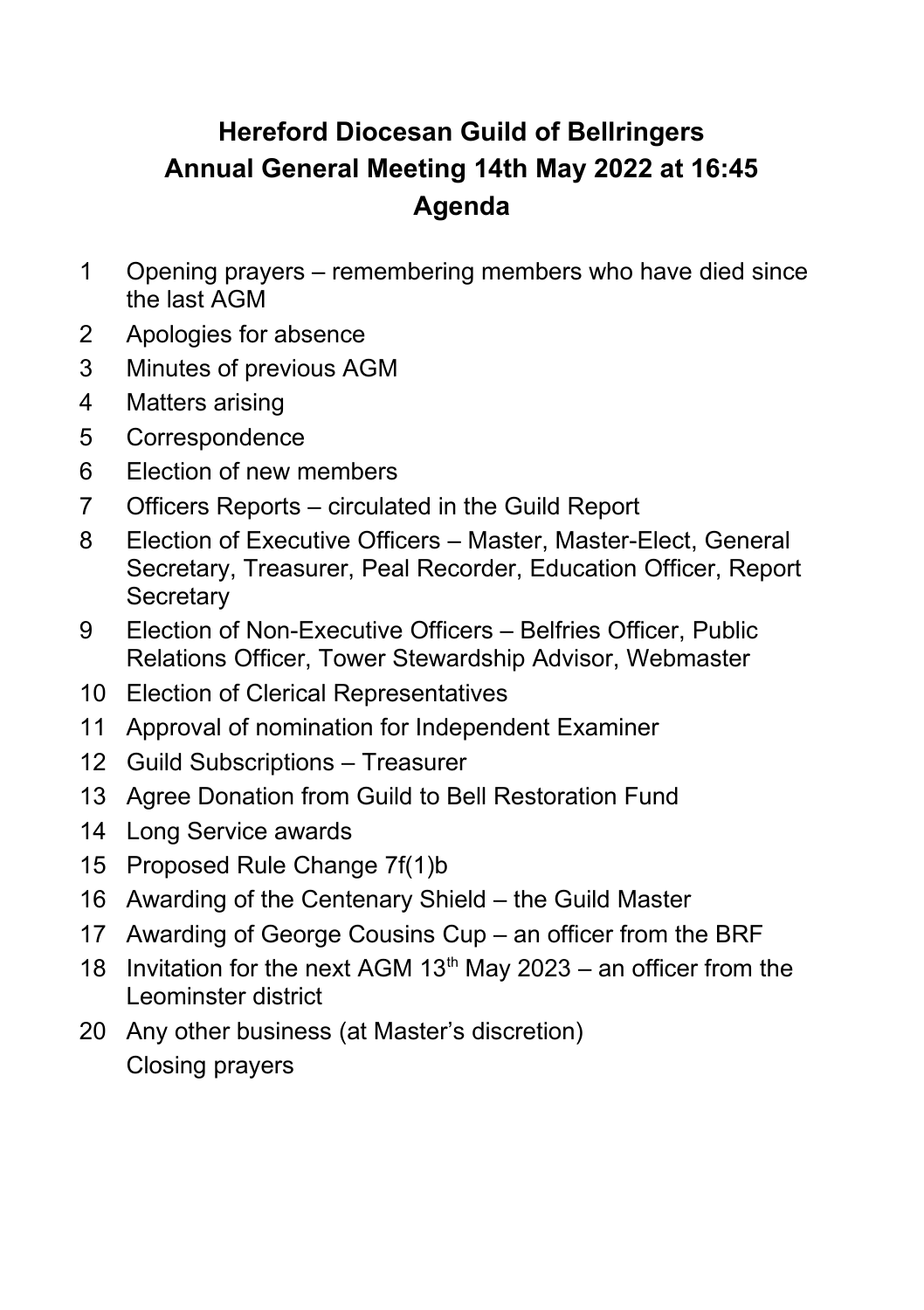# Hereford Diocesan Guild of Bellringers
# Annual General Meeting 14th May 2022 at 16:45
# Agenda

1 Opening prayers – remembering members who have died since the last AGM
2 Apologies for absence
3 Minutes of previous AGM
4 Matters arising
5 Correspondence
6 Election of new members
7 Officers Reports – circulated in the Guild Report
8 Election of Executive Officers – Master, Master-Elect, General Secretary, Treasurer, Peal Recorder, Education Officer, Report Secretary
9 Election of Non-Executive Officers – Belfries Officer, Public Relations Officer, Tower Stewardship Advisor, Webmaster
10 Election of Clerical Representatives
11 Approval of nomination for Independent Examiner
12 Guild Subscriptions – Treasurer
13 Agree Donation from Guild to Bell Restoration Fund
14 Long Service awards
15 Proposed Rule Change 7f(1)b
16 Awarding of the Centenary Shield – the Guild Master
17 Awarding of George Cousins Cup – an officer from the BRF
18 Invitation for the next AGM 13th May 2023 – an officer from the Leominster district
20 Any other business (at Master's discretion)
Closing prayers